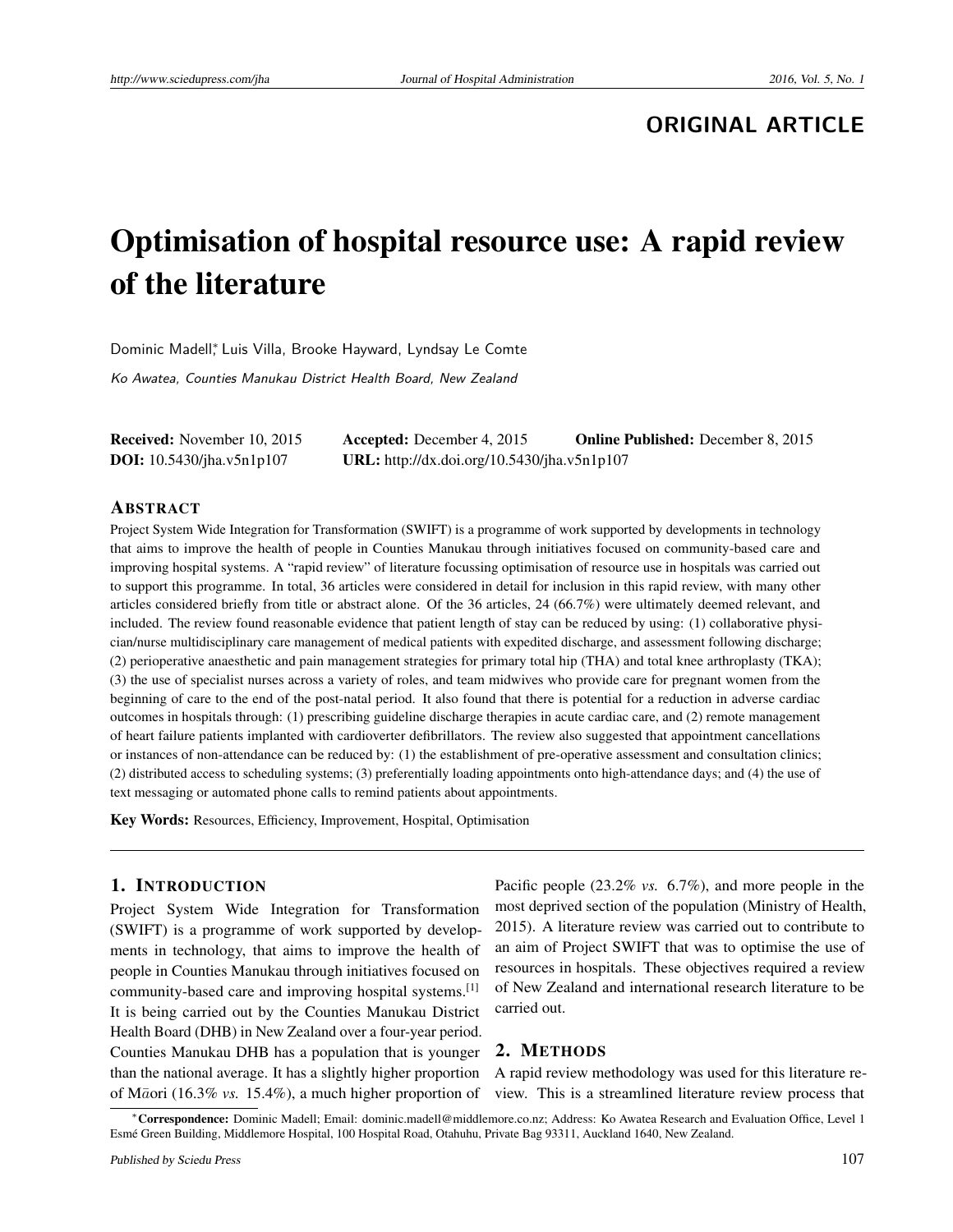ORIGINAL ARTICLE

# Optimisation of hospital resource use: A rapid review of the literature

Dominic Madell*, Luis Villa, Brooke Hayward, Lyndsay Le Comte

*Ko Awatea, Counties Manukau District Health Board, New Zealand*

**Received:** November 10, 2015 **Accepted:** December 4, 2015 **Online Published:** December 8, 2015
**DOI:** 10.5430/jha.v5n1p107 **URL:** http://dx.doi.org/10.5430/jha.v5n1p107

## Abstract

Project System Wide Integration for Transformation (SWIFT) is a programme of work supported by developments in technology that aims to improve the health of people in Counties Manukau through initiatives focused on community-based care and improving hospital systems. A "rapid review" of literature focussing optimisation of resource use in hospitals was carried out to support this programme. In total, 36 articles were considered in detail for inclusion in this rapid review, with many other articles considered briefly from title or abstract alone. Of the 36 articles, 24 (66.7%) were ultimately deemed relevant, and included. The review found reasonable evidence that patient length of stay can be reduced by using: (1) collaborative physician/nurse multidisciplinary care management of medical patients with expedited discharge, and assessment following discharge; (2) perioperative anaesthetic and pain management strategies for primary total hip (THA) and total knee arthroplasty (TKA); (3) the use of specialist nurses across a variety of roles, and team midwives who provide care for pregnant women from the beginning of care to the end of the post-natal period. It also found that there is potential for a reduction in adverse cardiac outcomes in hospitals through: (1) prescribing guideline discharge therapies in acute cardiac care, and (2) remote management of heart failure patients implanted with cardioverter defibrillators. The review also suggested that appointment cancellations or instances of non-attendance can be reduced by: (1) the establishment of pre-operative assessment and consultation clinics; (2) distributed access to scheduling systems; (3) preferentially loading appointments onto high-attendance days; and (4) the use of text messaging or automated phone calls to remind patients about appointments.

**Key Words:** Resources, Efficiency, Improvement, Hospital, Optimisation

## 1. Introduction

Project System Wide Integration for Transformation (SWIFT) is a programme of work supported by developments in technology, that aims to improve the health of people in Counties Manukau through initiatives focused on community-based care and improving hospital systems.[1] It is being carried out by the Counties Manukau District Health Board (DHB) in New Zealand over a four-year period. Counties Manukau DHB has a population that is younger than the national average. It has a slightly higher proportion of Māori (16.3% *vs.* 15.4%), a much higher proportion of Pacific people (23.2% *vs.* 6.7%), and more people in the most deprived section of the population (Ministry of Health, 2015). A literature review was carried out to contribute to an aim of Project SWIFT that was to optimise the use of resources in hospitals. These objectives required a review of New Zealand and international research literature to be carried out.

## 2. Methods

A rapid review methodology was used for this literature review. This is a streamlined literature review process that

*Correspondence: Dominic Madell; Email: dominic.madell@middlemore.co.nz; Address: Ko Awatea Research and Evaluation Office, Level 1 Esmé Green Building, Middlemore Hospital, 100 Hospital Road, Otahuhu, Private Bag 93311, Auckland 1640, New Zealand.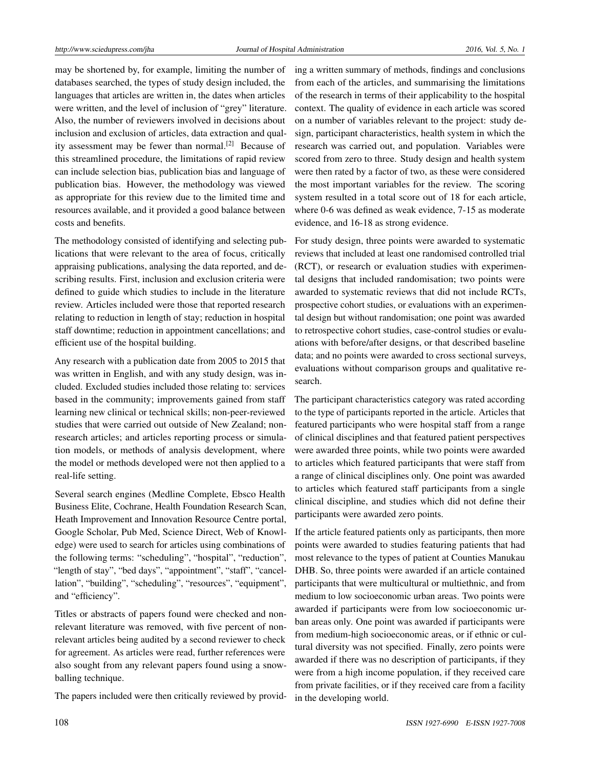may be shortened by, for example, limiting the number of databases searched, the types of study design included, the languages that articles are written in, the dates when articles were written, and the level of inclusion of "grey" literature. Also, the number of reviewers involved in decisions about inclusion and exclusion of articles, data extraction and quality assessment may be fewer than normal.[2] Because of this streamlined procedure, the limitations of rapid review can include selection bias, publication bias and language of publication bias. However, the methodology was viewed as appropriate for this review due to the limited time and resources available, and it provided a good balance between costs and benefits.

The methodology consisted of identifying and selecting publications that were relevant to the area of focus, critically appraising publications, analysing the data reported, and describing results. First, inclusion and exclusion criteria were defined to guide which studies to include in the literature review. Articles included were those that reported research relating to reduction in length of stay; reduction in hospital staff downtime; reduction in appointment cancellations; and efficient use of the hospital building.

Any research with a publication date from 2005 to 2015 that was written in English, and with any study design, was included. Excluded studies included those relating to: services based in the community; improvements gained from staff learning new clinical or technical skills; non-peer-reviewed studies that were carried out outside of New Zealand; non-research articles; and articles reporting process or simulation models, or methods of analysis development, where the model or methods developed were not then applied to a real-life setting.

Several search engines (Medline Complete, Ebsco Health Business Elite, Cochrane, Health Foundation Research Scan, Heath Improvement and Innovation Resource Centre portal, Google Scholar, Pub Med, Science Direct, Web of Knowledge) were used to search for articles using combinations of the following terms: "scheduling", "hospital", "reduction", "length of stay", "bed days", "appointment", "staff", "cancellation", "building", "scheduling", "resources", "equipment", and "efficiency".

Titles or abstracts of papers found were checked and non-relevant literature was removed, with five percent of non-relevant articles being audited by a second reviewer to check for agreement. As articles were read, further references were also sought from any relevant papers found using a snowballing technique.

The papers included were then critically reviewed by providing a written summary of methods, findings and conclusions from each of the articles, and summarising the limitations of the research in terms of their applicability to the hospital context. The quality of evidence in each article was scored on a number of variables relevant to the project: study design, participant characteristics, health system in which the research was carried out, and population. Variables were scored from zero to three. Study design and health system were then rated by a factor of two, as these were considered the most important variables for the review. The scoring system resulted in a total score out of 18 for each article, where 0-6 was defined as weak evidence, 7-15 as moderate evidence, and 16-18 as strong evidence.

For study design, three points were awarded to systematic reviews that included at least one randomised controlled trial (RCT), or research or evaluation studies with experimental designs that included randomisation; two points were awarded to systematic reviews that did not include RCTs, prospective cohort studies, or evaluations with an experimental design but without randomisation; one point was awarded to retrospective cohort studies, case-control studies or evaluations with before/after designs, or that described baseline data; and no points were awarded to cross sectional surveys, evaluations without comparison groups and qualitative research.

The participant characteristics category was rated according to the type of participants reported in the article. Articles that featured participants who were hospital staff from a range of clinical disciplines and that featured patient perspectives were awarded three points, while two points were awarded to articles which featured participants that were staff from a range of clinical disciplines only. One point was awarded to articles which featured staff participants from a single clinical discipline, and studies which did not define their participants were awarded zero points.

If the article featured patients only as participants, then more points were awarded to studies featuring patients that had most relevance to the types of patient at Counties Manukau DHB. So, three points were awarded if an article contained participants that were multicultural or multiethnic, and from medium to low socioeconomic urban areas. Two points were awarded if participants were from low socioeconomic urban areas only. One point was awarded if participants were from medium-high socioeconomic areas, or if ethnic or cultural diversity was not specified. Finally, zero points were awarded if there was no description of participants, if they were from a high income population, if they received care from private facilities, or if they received care from a facility in the developing world.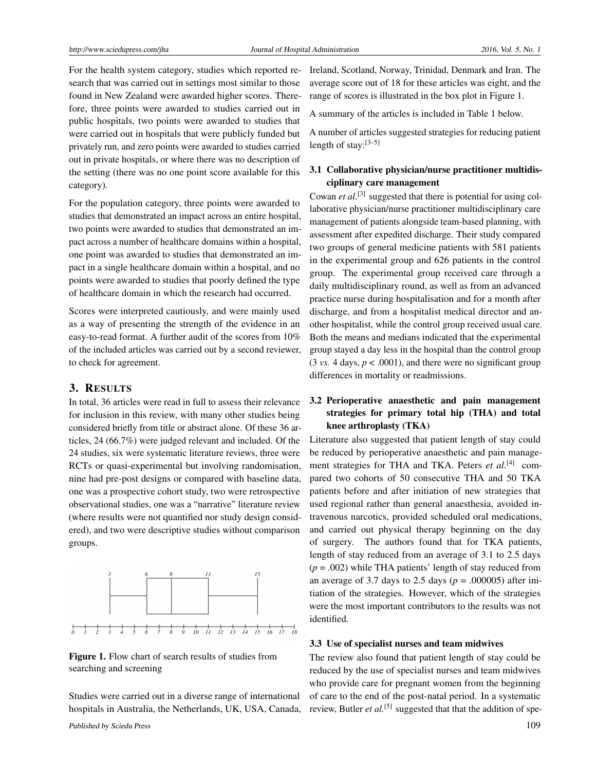For the health system category, studies which reported research that was carried out in settings most similar to those found in New Zealand were awarded higher scores. Therefore, three points were awarded to studies carried out in public hospitals, two points were awarded to studies that were carried out in hospitals that were publicly funded but privately run, and zero points were awarded to studies carried out in private hospitals, or where there was no description of the setting (there was no one point score available for this category).

For the population category, three points were awarded to studies that demonstrated an impact across an entire hospital, two points were awarded to studies that demonstrated an impact across a number of healthcare domains within a hospital, one point was awarded to studies that demonstrated an impact in a single healthcare domain within a hospital, and no points were awarded to studies that poorly defined the type of healthcare domain in which the research had occurred.

Scores were interpreted cautiously, and were mainly used as a way of presenting the strength of the evidence in an easy-to-read format. A further audit of the scores from 10% of the included articles was carried out by a second reviewer, to check for agreement.

## 3. Results

In total, 36 articles were read in full to assess their relevance for inclusion in this review, with many other studies being considered briefly from title or abstract alone. Of these 36 articles, 24 (66.7%) were judged relevant and included. Of the 24 studies, six were systematic literature reviews, three were RCTs or quasi-experimental but involving randomisation, nine had pre-post designs or compared with baseline data, one was a prospective cohort study, two were retrospective observational studies, one was a "narrative" literature review (where results were not quantified nor study design considered), and two were descriptive studies without comparison groups.

**Figure 1.** Flow chart of search results of studies from searching and screening

Studies were carried out in a diverse range of international hospitals in Australia, the Netherlands, UK, USA, Canada, Ireland, Scotland, Norway, Trinidad, Denmark and Iran. The average score out of 18 for these articles was eight, and the range of scores is illustrated in the box plot in Figure 1.

A summary of the articles is included in Table 1 below.

A number of articles suggested strategies for reducing patient length of stay:[3–5]

### 3.1 Collaborative physician/nurse practitioner multidisciplinary care management

Cowan *et al.*[3] suggested that there is potential for using collaborative physician/nurse practitioner multidisciplinary care management of patients alongside team-based planning, with assessment after expedited discharge. Their study compared two groups of general medicine patients with 581 patients in the experimental group and 626 patients in the control group. The experimental group received care through a daily multidisciplinary round, as well as from an advanced practice nurse during hospitalisation and for a month after discharge, and from a hospitalist medical director and another hospitalist, while the control group received usual care. Both the means and medians indicated that the experimental group stayed a day less in the hospital than the control group (3 *vs.* 4 days, $p < .0001$), and there were no significant group differences in mortality or readmissions.

### 3.2 Perioperative anaesthetic and pain management strategies for primary total hip (THA) and total knee arthroplasty (TKA)

Literature also suggested that patient length of stay could be reduced by perioperative anaesthetic and pain management strategies for THA and TKA. Peters *et al.*[4] compared two cohorts of 50 consecutive THA and 50 TKA patients before and after initiation of new strategies that used regional rather than general anaesthesia, avoided intravenous narcotics, provided scheduled oral medications, and carried out physical therapy beginning on the day of surgery. The authors found that for TKA patients, length of stay reduced from an average of 3.1 to 2.5 days ($p = .002$) while THA patients' length of stay reduced from an average of 3.7 days to 2.5 days ($p = .000005$) after initiation of the strategies. However, which of the strategies were the most important contributors to the results was not identified.

### 3.3 Use of specialist nurses and team midwives

The review also found that patient length of stay could be reduced by the use of specialist nurses and team midwives who provide care for pregnant women from the beginning of care to the end of the post-natal period. In a systematic review, Butler *et al.*[5] suggested that that the addition of spe-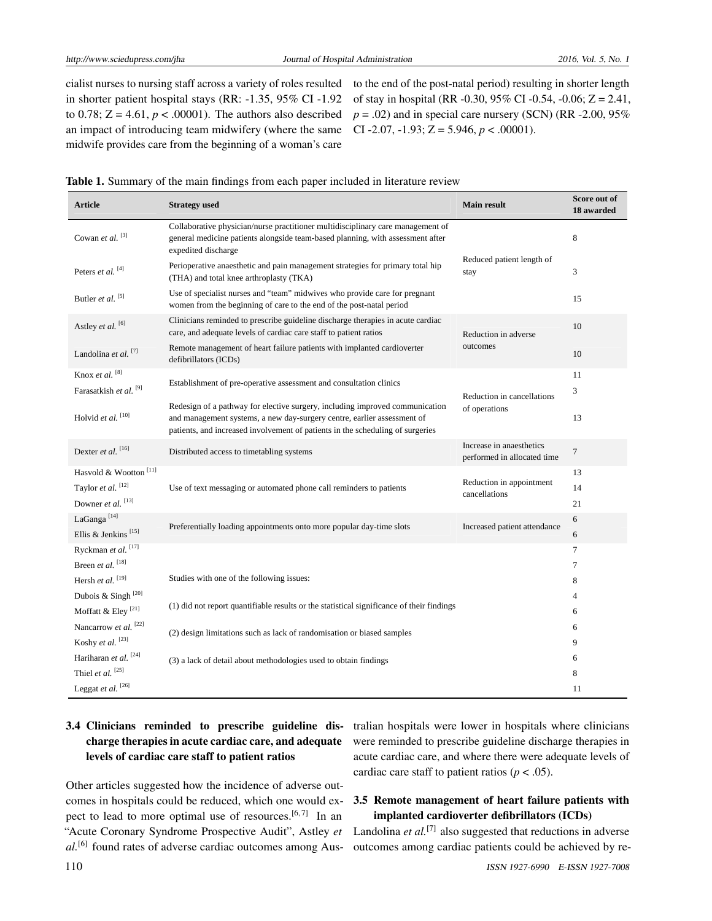cialist nurses to nursing staff across a variety of roles resulted in shorter patient hospital stays (RR: -1.35, 95% CI -1.92 to 0.78; Z = 4.61, $p < .00001$). The authors also described an impact of introducing team midwifery (where the same midwife provides care from the beginning of a woman's care to the end of the post-natal period) resulting in shorter length of stay in hospital (RR -0.30, 95% CI -0.54, -0.06; Z = 2.41, $p = .02$) and in special care nursery (SCN) (RR -2.00, 95% CI -2.07, -1.93; Z = 5.946, $p < .00001$).

**Table 1.** Summary of the main findings from each paper included in literature review

| Article | Strategy used | Main result | Score out of 18 awarded |
|---|---|---|---|
| Cowan *et al.* [3] | Collaborative physician/nurse practitioner multidisciplinary care management of general medicine patients alongside team-based planning, with assessment after expedited discharge | Reduced patient length of stay | 8 |
| Peters *et al.* [4] | Perioperative anaesthetic and pain management strategies for primary total hip (THA) and total knee arthroplasty (TKA) | | 3 |
| Butler *et al.* [5] | Use of specialist nurses and "team" midwives who provide care for pregnant women from the beginning of care to the end of the post-natal period | | 15 |
| Astley *et al.* [6] | Clinicians reminded to prescribe guideline discharge therapies in acute cardiac care, and adequate levels of cardiac care staff to patient ratios | Reduction in adverse outcomes | 10 |
| Landolina *et al.* [7] | Remote management of heart failure patients with implanted cardioverter defibrillators (ICDs) | | 10 |
| Knox *et al.* [8] | Establishment of pre-operative assessment and consultation clinics | Reduction in cancellations of operations | 11 |
| Farasatkish *et al.* [9] | | | 3 |
| Holvid *et al.* [10] | Redesign of a pathway for elective surgery, including improved communication and management systems, a new day-surgery centre, earlier assessment of patients, and increased involvement of patients in the scheduling of surgeries | | 13 |
| Dexter *et al.* [16] | Distributed access to timetabling systems | Increase in anaesthetics performed in allocated time | 7 |
| Hasvold & Wootton [11] | Use of text messaging or automated phone call reminders to patients | Reduction in appointment cancellations | 13 |
| Taylor *et al.* [12] | | | 14 |
| Downer *et al.* [13] | | | 21 |
| LaGanga [14] | Preferentially loading appointments onto more popular day-time slots | Increased patient attendance | 6 |
| Ellis & Jenkins [15] | | | 6 |
| Ryckman *et al.* [17] | Studies with one of the following issues: (1) did not report quantifiable results or the statistical significance of their findings (2) design limitations such as lack of randomisation or biased samples (3) a lack of detail about methodologies used to obtain findings | | 7 |
| Breen *et al.* [18] | | | 7 |
| Hersh *et al.* [19] | | | 8 |
| Dubois & Singh [20] | | | 4 |
| Moffatt & Eley [21] | | | 6 |
| Nancarrow *et al.* [22] | | | 6 |
| Koshy *et al.* [23] | | | 9 |
| Hariharan *et al.* [24] | | | 6 |
| Thiel *et al.* [25] | | | 8 |
| Leggat *et al.* [26] | | | 11 |

### 3.4 Clinicians reminded to prescribe guideline discharge therapies in acute cardiac care, and adequate levels of cardiac care staff to patient ratios

Other articles suggested how the incidence of adverse outcomes in hospitals could be reduced, which one would expect to lead to more optimal use of resources.[6,7] In an "Acute Coronary Syndrome Prospective Audit", Astley *et al.*[6] found rates of adverse cardiac outcomes among Australian hospitals were lower in hospitals where clinicians were reminded to prescribe guideline discharge therapies in acute cardiac care, and where there were adequate levels of cardiac care staff to patient ratios ($p < .05$).

### 3.5 Remote management of heart failure patients with implanted cardioverter defibrillators (ICDs)

Landolina *et al.*[7] also suggested that reductions in adverse outcomes among cardiac patients could be achieved by re-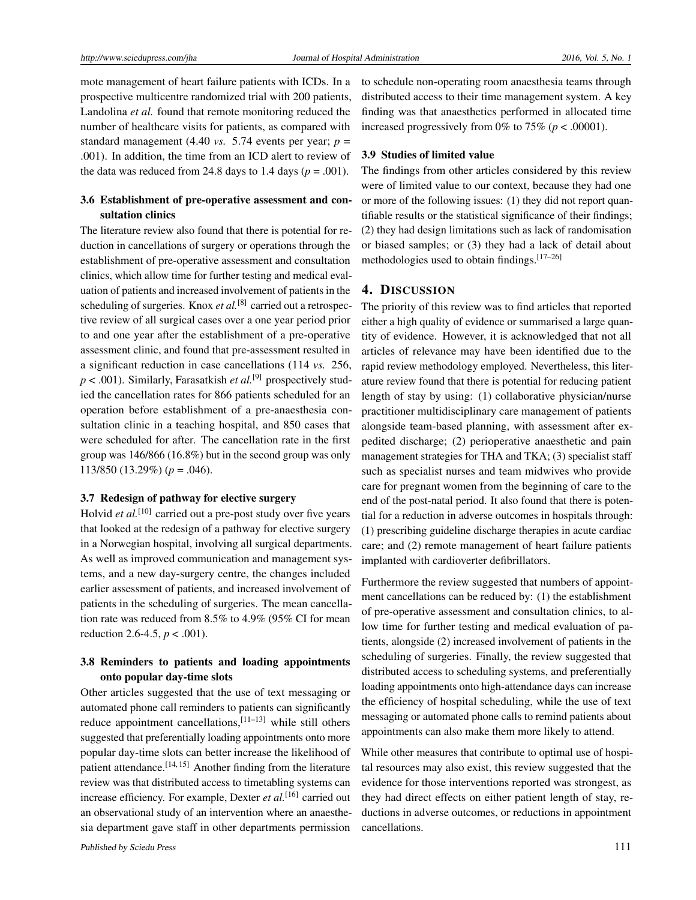mote management of heart failure patients with ICDs. In a prospective multicentre randomized trial with 200 patients, Landolina *et al.* found that remote monitoring reduced the number of healthcare visits for patients, as compared with standard management (4.40 *vs.* 5.74 events per year; $p$ = .001). In addition, the time from an ICD alert to review of the data was reduced from 24.8 days to 1.4 days ($p$ = .001).

### 3.6 Establishment of pre-operative assessment and consultation clinics

The literature review also found that there is potential for reduction in cancellations of surgery or operations through the establishment of pre-operative assessment and consultation clinics, which allow time for further testing and medical evaluation of patients and increased involvement of patients in the scheduling of surgeries. Knox *et al.*[8] carried out a retrospective review of all surgical cases over a one year period prior to and one year after the establishment of a pre-operative assessment clinic, and found that pre-assessment resulted in a significant reduction in case cancellations (114 *vs.* 256, $p < .001$). Similarly, Farasatkish *et al.*[9] prospectively studied the cancellation rates for 866 patients scheduled for an operation before establishment of a pre-anaesthesia consultation clinic in a teaching hospital, and 850 cases that were scheduled for after. The cancellation rate in the first group was 146/866 (16.8%) but in the second group was only 113/850 (13.29%) ($p$ = .046).

### 3.7 Redesign of pathway for elective surgery

Holvid *et al.*[10] carried out a pre-post study over five years that looked at the redesign of a pathway for elective surgery in a Norwegian hospital, involving all surgical departments. As well as improved communication and management systems, and a new day-surgery centre, the changes included earlier assessment of patients, and increased involvement of patients in the scheduling of surgeries. The mean cancellation rate was reduced from 8.5% to 4.9% (95% CI for mean reduction 2.6-4.5, $p < .001$).

### 3.8 Reminders to patients and loading appointments onto popular day-time slots

Other articles suggested that the use of text messaging or automated phone call reminders to patients can significantly reduce appointment cancellations,[11–13] while still others suggested that preferentially loading appointments onto more popular day-time slots can better increase the likelihood of patient attendance.[14, 15] Another finding from the literature review was that distributed access to timetabling systems can increase efficiency. For example, Dexter *et al.*[16] carried out an observational study of an intervention where an anaesthesia department gave staff in other departments permission to schedule non-operating room anaesthesia teams through distributed access to their time management system. A key finding was that anaesthetics performed in allocated time increased progressively from 0% to 75% ($p < .00001$).

### 3.9 Studies of limited value

The findings from other articles considered by this review were of limited value to our context, because they had one or more of the following issues: (1) they did not report quantifiable results or the statistical significance of their findings; (2) they had design limitations such as lack of randomisation or biased samples; or (3) they had a lack of detail about methodologies used to obtain findings.[17–26]

## 4. Discussion

The priority of this review was to find articles that reported either a high quality of evidence or summarised a large quantity of evidence. However, it is acknowledged that not all articles of relevance may have been identified due to the rapid review methodology employed. Nevertheless, this literature review found that there is potential for reducing patient length of stay by using: (1) collaborative physician/nurse practitioner multidisciplinary care management of patients alongside team-based planning, with assessment after expedited discharge; (2) perioperative anaesthetic and pain management strategies for THA and TKA; (3) specialist staff such as specialist nurses and team midwives who provide care for pregnant women from the beginning of care to the end of the post-natal period. It also found that there is potential for a reduction in adverse outcomes in hospitals through: (1) prescribing guideline discharge therapies in acute cardiac care; and (2) remote management of heart failure patients implanted with cardioverter defibrillators.

Furthermore the review suggested that numbers of appointment cancellations can be reduced by: (1) the establishment of pre-operative assessment and consultation clinics, to allow time for further testing and medical evaluation of patients, alongside (2) increased involvement of patients in the scheduling of surgeries. Finally, the review suggested that distributed access to scheduling systems, and preferentially loading appointments onto high-attendance days can increase the efficiency of hospital scheduling, while the use of text messaging or automated phone calls to remind patients about appointments can also make them more likely to attend.

While other measures that contribute to optimal use of hospital resources may also exist, this review suggested that the evidence for those interventions reported was strongest, as they had direct effects on either patient length of stay, reductions in adverse outcomes, or reductions in appointment cancellations.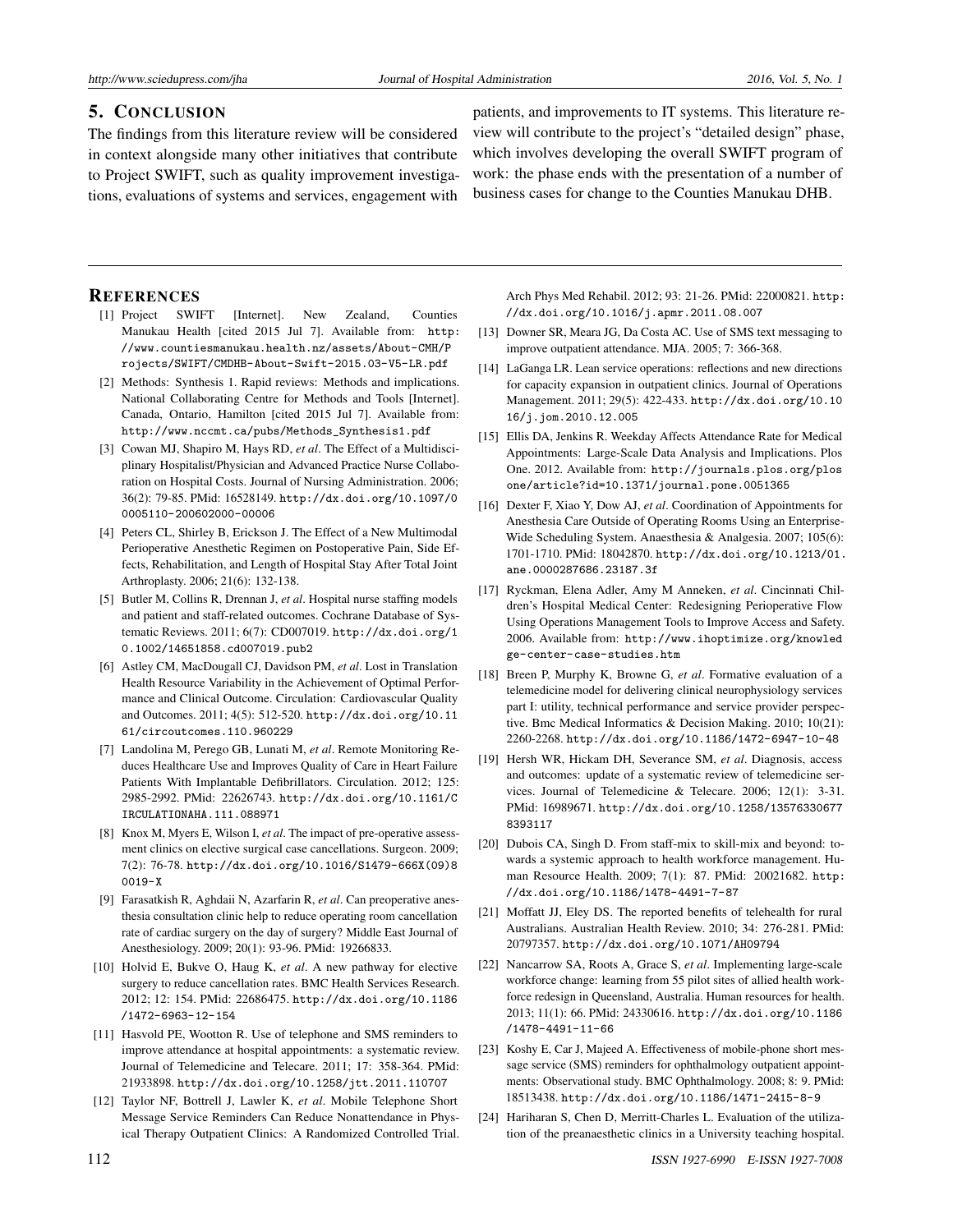## 5. Conclusion

The findings from this literature review will be considered in context alongside many other initiatives that contribute to Project SWIFT, such as quality improvement investigations, evaluations of systems and services, engagement with patients, and improvements to IT systems. This literature review will contribute to the project's "detailed design" phase, which involves developing the overall SWIFT program of work: the phase ends with the presentation of a number of business cases for change to the Counties Manukau DHB.

## References

[1] Project SWIFT [Internet]. New Zealand, Counties Manukau Health [cited 2015 Jul 7]. Available from: http://www.countiesmanukau.health.nz/assets/About-CMH/Projects/SWIFT/CMDHB-About-Swift-2015.03-V5-LR.pdf

[2] Methods: Synthesis 1. Rapid reviews: Methods and implications. National Collaborating Centre for Methods and Tools [Internet]. Canada, Ontario, Hamilton [cited 2015 Jul 7]. Available from: http://www.nccmt.ca/pubs/Methods_Synthesis1.pdf

[3] Cowan MJ, Shapiro M, Hays RD, *et al*. The Effect of a Multidisciplinary Hospitalist/Physician and Advanced Practice Nurse Collaboration on Hospital Costs. Journal of Nursing Administration. 2006; 36(2): 79-85. PMid: 16528149. http://dx.doi.org/10.1097/00005110-200602000-00006

[4] Peters CL, Shirley B, Erickson J. The Effect of a New Multimodal Perioperative Anesthetic Regimen on Postoperative Pain, Side Effects, Rehabilitation, and Length of Hospital Stay After Total Joint Arthroplasty. 2006; 21(6): 132-138.

[5] Butler M, Collins R, Drennan J, *et al*. Hospital nurse staffing models and patient and staff-related outcomes. Cochrane Database of Systematic Reviews. 2011; 6(7): CD007019. http://dx.doi.org/10.1002/14651858.cd007019.pub2

[6] Astley CM, MacDougall CJ, Davidson PM, *et al*. Lost in Translation Health Resource Variability in the Achievement of Optimal Performance and Clinical Outcome. Circulation: Cardiovascular Quality and Outcomes. 2011; 4(5): 512-520. http://dx.doi.org/10.1161/circoutcomes.110.960229

[7] Landolina M, Perego GB, Lunati M, *et al*. Remote Monitoring Reduces Healthcare Use and Improves Quality of Care in Heart Failure Patients With Implantable Defibrillators. Circulation. 2012; 125: 2985-2992. PMid: 22626743. http://dx.doi.org/10.1161/CIRCULATIONAHA.111.088971

[8] Knox M, Myers E, Wilson I, *et al*. The impact of pre-operative assessment clinics on elective surgical case cancellations. Surgeon. 2009; 7(2): 76-78. http://dx.doi.org/10.1016/S1479-666X(09)80019-X

[9] Farasatkish R, Aghdaii N, Azarfarin R, *et al*. Can preoperative anesthesia consultation clinic help to reduce operating room cancellation rate of cardiac surgery on the day of surgery? Middle East Journal of Anesthesiology. 2009; 20(1): 93-96. PMid: 19266833.

[10] Holvid E, Bukve O, Haug K, *et al*. A new pathway for elective surgery to reduce cancellation rates. BMC Health Services Research. 2012; 12: 154. PMid: 22686475. http://dx.doi.org/10.1186/1472-6963-12-154

[11] Hasvold PE, Wootton R. Use of telephone and SMS reminders to improve attendance at hospital appointments: a systematic review. Journal of Telemedicine and Telecare. 2011; 17: 358-364. PMid: 21933898. http://dx.doi.org/10.1258/jtt.2011.110707

[12] Taylor NF, Bottrell J, Lawler K, *et al*. Mobile Telephone Short Message Service Reminders Can Reduce Nonattendance in Physical Therapy Outpatient Clinics: A Randomized Controlled Trial. Arch Phys Med Rehabil. 2012; 93: 21-26. PMid: 22000821. http://dx.doi.org/10.1016/j.apmr.2011.08.007

[13] Downer SR, Meara JG, Da Costa AC. Use of SMS text messaging to improve outpatient attendance. MJA. 2005; 7: 366-368.

[14] LaGanga LR. Lean service operations: reflections and new directions for capacity expansion in outpatient clinics. Journal of Operations Management. 2011; 29(5): 422-433. http://dx.doi.org/10.1016/j.jom.2010.12.005

[15] Ellis DA, Jenkins R. Weekday Affects Attendance Rate for Medical Appointments: Large-Scale Data Analysis and Implications. Plos One. 2012. Available from: http://journals.plos.org/plosone/article?id=10.1371/journal.pone.0051365

[16] Dexter F, Xiao Y, Dow AJ, *et al*. Coordination of Appointments for Anesthesia Care Outside of Operating Rooms Using an Enterprise-Wide Scheduling System. Anaesthesia & Analgesia. 2007; 105(6): 1701-1710. PMid: 18042870. http://dx.doi.org/10.1213/01.ane.0000287686.23187.3f

[17] Ryckman, Elena Adler, Amy M Anneken, *et al*. Cincinnati Children's Hospital Medical Center: Redesigning Perioperative Flow Using Operations Management Tools to Improve Access and Safety. 2006. Available from: http://www.ihoptimize.org/knowledge-center-case-studies.htm

[18] Breen P, Murphy K, Browne G, *et al*. Formative evaluation of a telemedicine model for delivering clinical neurophysiology services part I: utility, technical performance and service provider perspective. Bmc Medical Informatics & Decision Making. 2010; 10(21): 2260-2268. http://dx.doi.org/10.1186/1472-6947-10-48

[19] Hersh WR, Hickam DH, Severance SM, *et al*. Diagnosis, access and outcomes: update of a systematic review of telemedicine services. Journal of Telemedicine & Telecare. 2006; 12(1): 3-31. PMid: 16989671. http://dx.doi.org/10.1258/135763306778393117

[20] Dubois CA, Singh D. From staff-mix to skill-mix and beyond: towards a systemic approach to health workforce management. Human Resource Health. 2009; 7(1): 87. PMid: 20021682. http://dx.doi.org/10.1186/1478-4491-7-87

[21] Moffatt JJ, Eley DS. The reported benefits of telehealth for rural Australians. Australian Health Review. 2010; 34: 276-281. PMid: 20797357. http://dx.doi.org/10.1071/AH09794

[22] Nancarrow SA, Roots A, Grace S, *et al*. Implementing large-scale workforce change: learning from 55 pilot sites of allied health workforce redesign in Queensland, Australia. Human resources for health. 2013; 11(1): 66. PMid: 24330616. http://dx.doi.org/10.1186/1478-4491-11-66

[23] Koshy E, Car J, Majeed A. Effectiveness of mobile-phone short message service (SMS) reminders for ophthalmology outpatient appointments: Observational study. BMC Ophthalmology. 2008; 8: 9. PMid: 18513438. http://dx.doi.org/10.1186/1471-2415-8-9

[24] Hariharan S, Chen D, Merritt-Charles L. Evaluation of the utilization of the preanaesthetic clinics in a University teaching hospital.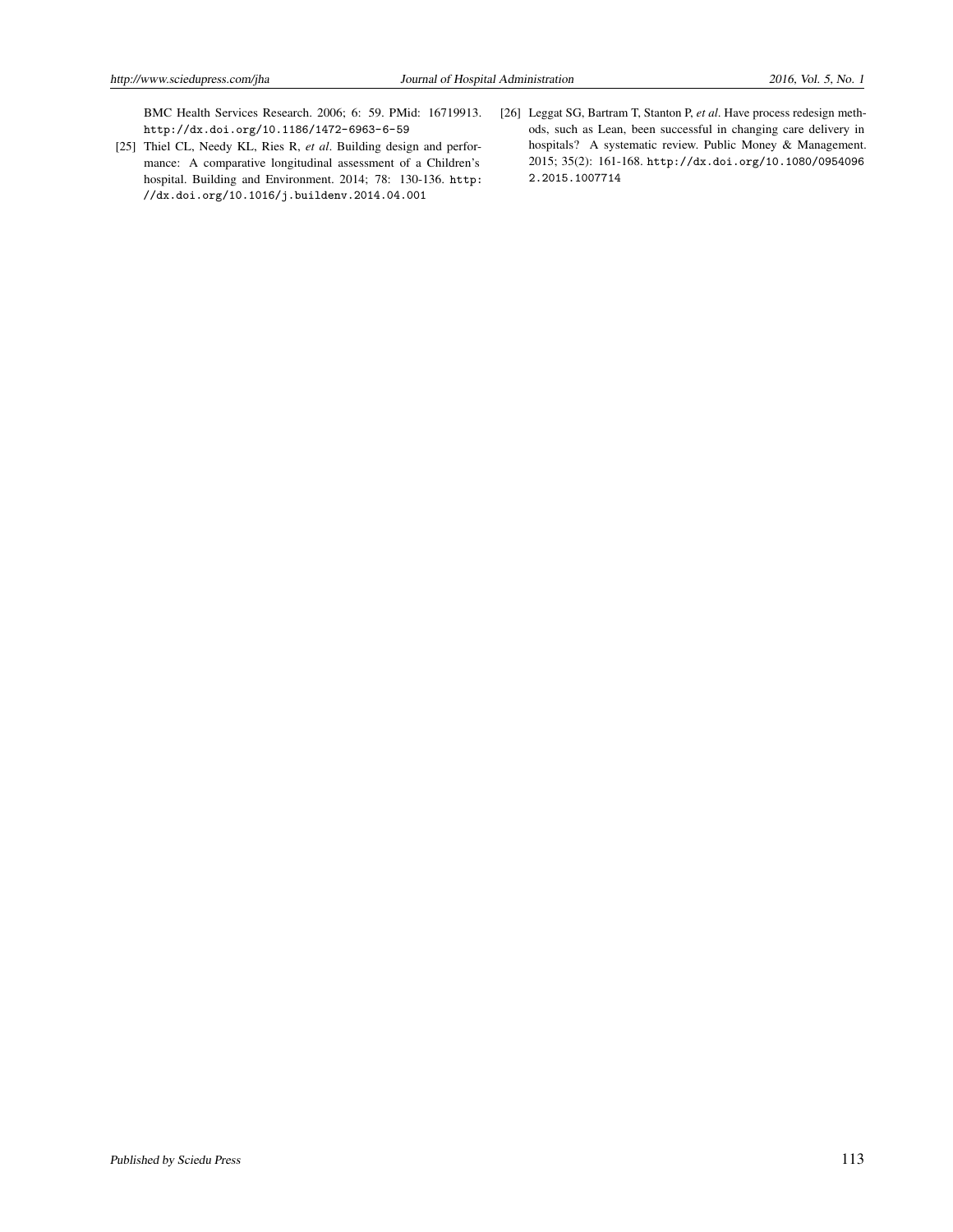BMC Health Services Research. 2006; 6: 59. PMid: 16719913. http://dx.doi.org/10.1186/1472-6963-6-59

[25] Thiel CL, Needy KL, Ries R, *et al*. Building design and performance: A comparative longitudinal assessment of a Children's hospital. Building and Environment. 2014; 78: 130-136. http://dx.doi.org/10.1016/j.buildenv.2014.04.001

[26] Leggat SG, Bartram T, Stanton P, *et al*. Have process redesign methods, such as Lean, been successful in changing care delivery in hospitals? A systematic review. Public Money & Management. 2015; 35(2): 161-168. http://dx.doi.org/10.1080/09540962.2015.1007714